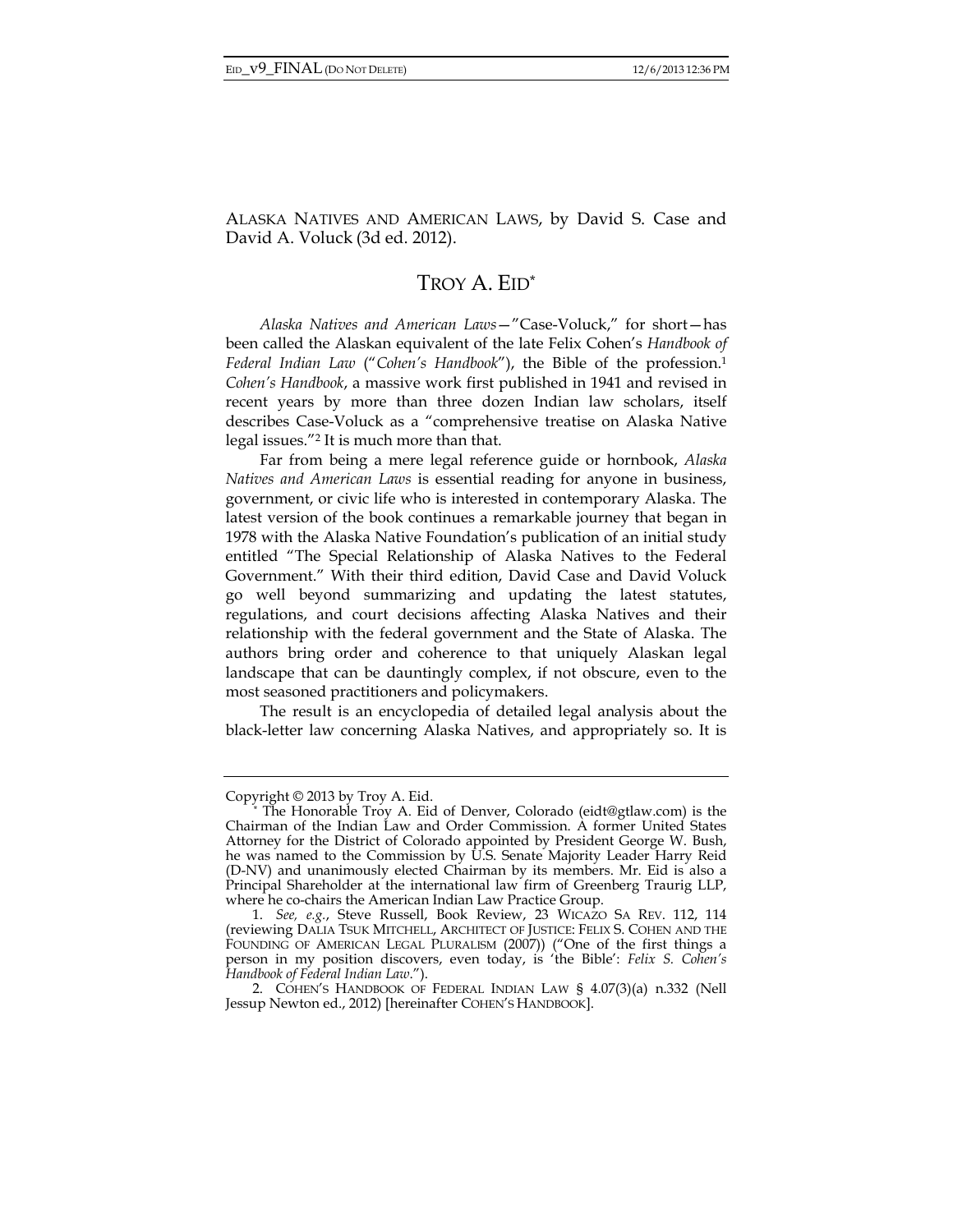ALASKA NATIVES AND AMERICAN LAWS, by David S. Case and David A. Voluck (3d ed. 2012).

# TROY A. EID*

*Alaska Natives and American Laws*—"Case-Voluck," for short—has been called the Alaskan equivalent of the late Felix Cohen's *Handbook of Federal Indian Law* ("*Cohen's Handbook*"), the Bible of the profession.[1] *Cohen's Handbook*, a massive work first published in 1941 and revised in recent years by more than three dozen Indian law scholars, itself describes Case-Voluck as a "comprehensive treatise on Alaska Native legal issues."[2] It is much more than that.

Far from being a mere legal reference guide or hornbook, *Alaska Natives and American Laws* is essential reading for anyone in business, government, or civic life who is interested in contemporary Alaska. The latest version of the book continues a remarkable journey that began in 1978 with the Alaska Native Foundation's publication of an initial study entitled "The Special Relationship of Alaska Natives to the Federal Government." With their third edition, David Case and David Voluck go well beyond summarizing and updating the latest statutes, regulations, and court decisions affecting Alaska Natives and their relationship with the federal government and the State of Alaska. The authors bring order and coherence to that uniquely Alaskan legal landscape that can be dauntingly complex, if not obscure, even to the most seasoned practitioners and policymakers.

The result is an encyclopedia of detailed legal analysis about the black-letter law concerning Alaska Natives, and appropriately so. It is

---

Copyright © 2013 by Troy A. Eid.

\* The Honorable Troy A. Eid of Denver, Colorado (eidt@gtlaw.com) is the Chairman of the Indian Law and Order Commission. A former United States Attorney for the District of Colorado appointed by President George W. Bush, he was named to the Commission by U.S. Senate Majority Leader Harry Reid (D-NV) and unanimously elected Chairman by its members. Mr. Eid is also a Principal Shareholder at the international law firm of Greenberg Traurig LLP, where he co-chairs the American Indian Law Practice Group.

1. *See, e.g.*, Steve Russell, Book Review, 23 WICAZO SA REV. 112, 114 (reviewing DALIA TSUK MITCHELL, ARCHITECT OF JUSTICE: FELIX S. COHEN AND THE FOUNDING OF AMERICAN LEGAL PLURALISM (2007)) ("One of the first things a person in my position discovers, even today, is 'the Bible': *Felix S. Cohen's Handbook of Federal Indian Law*.").

2. COHEN'S HANDBOOK OF FEDERAL INDIAN LAW § 4.07(3)(a) n.332 (Nell Jessup Newton ed., 2012) [hereinafter COHEN'S HANDBOOK].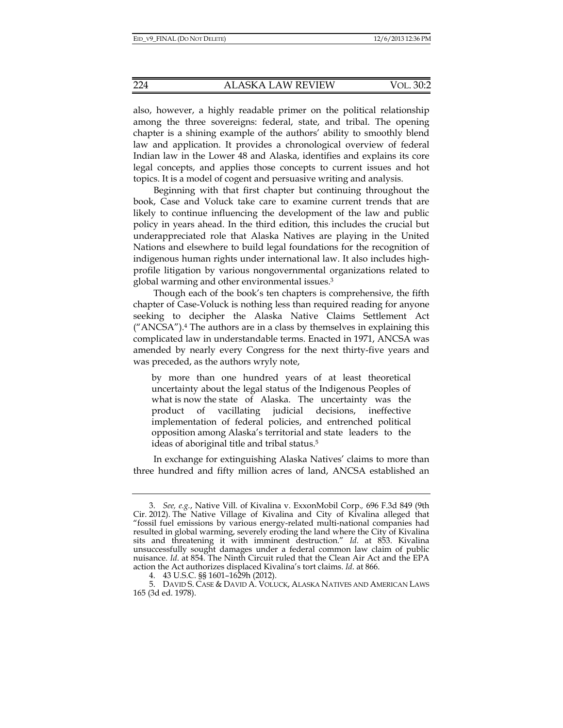also, however, a highly readable primer on the political relationship among the three sovereigns: federal, state, and tribal. The opening chapter is a shining example of the authors' ability to smoothly blend law and application. It provides a chronological overview of federal Indian law in the Lower 48 and Alaska, identifies and explains its core legal concepts, and applies those concepts to current issues and hot topics. It is a model of cogent and persuasive writing and analysis.

Beginning with that first chapter but continuing throughout the book, Case and Voluck take care to examine current trends that are likely to continue influencing the development of the law and public policy in years ahead. In the third edition, this includes the crucial but underappreciated role that Alaska Natives are playing in the United Nations and elsewhere to build legal foundations for the recognition of indigenous human rights under international law. It also includes high-profile litigation by various nongovernmental organizations related to global warming and other environmental issues.[3]

Though each of the book's ten chapters is comprehensive, the fifth chapter of Case-Voluck is nothing less than required reading for anyone seeking to decipher the Alaska Native Claims Settlement Act ("ANCSA").[4] The authors are in a class by themselves in explaining this complicated law in understandable terms. Enacted in 1971, ANCSA was amended by nearly every Congress for the next thirty-five years and was preceded, as the authors wryly note,

> by more than one hundred years of at least theoretical uncertainty about the legal status of the Indigenous Peoples of what is now the state of Alaska. The uncertainty was the product of vacillating judicial decisions, ineffective implementation of federal policies, and entrenched political opposition among Alaska's territorial and state leaders to the ideas of aboriginal title and tribal status.[5]

In exchange for extinguishing Alaska Natives' claims to more than three hundred and fifty million acres of land, ANCSA established an

---

3. *See, e.g.*, Native Vill. of Kivalina v. ExxonMobil Corp., 696 F.3d 849 (9th Cir. 2012). The Native Village of Kivalina and City of Kivalina alleged that "fossil fuel emissions by various energy-related multi-national companies had resulted in global warming, severely eroding the land where the City of Kivalina sits and threatening it with imminent destruction." *Id*. at 853. Kivalina unsuccessfully sought damages under a federal common law claim of public nuisance. *Id*. at 854. The Ninth Circuit ruled that the Clean Air Act and the EPA action the Act authorizes displaced Kivalina's tort claims. *Id*. at 866.

4. 43 U.S.C. §§ 1601–1629h (2012).

5. DAVID S. CASE & DAVID A. VOLUCK, ALASKA NATIVES AND AMERICAN LAWS 165 (3d ed. 1978).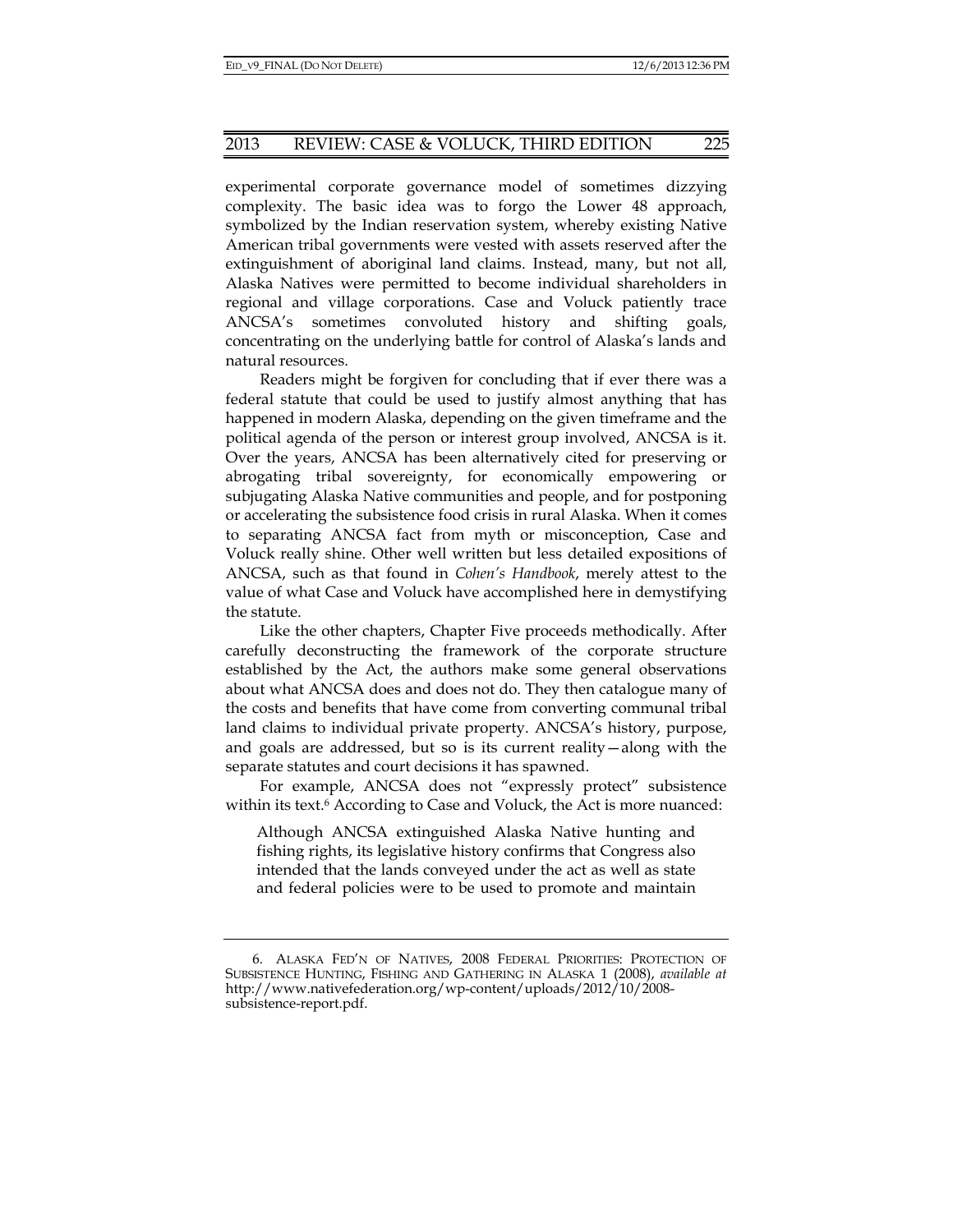experimental corporate governance model of sometimes dizzying complexity. The basic idea was to forgo the Lower 48 approach, symbolized by the Indian reservation system, whereby existing Native American tribal governments were vested with assets reserved after the extinguishment of aboriginal land claims. Instead, many, but not all, Alaska Natives were permitted to become individual shareholders in regional and village corporations. Case and Voluck patiently trace ANCSA's sometimes convoluted history and shifting goals, concentrating on the underlying battle for control of Alaska's lands and natural resources.

Readers might be forgiven for concluding that if ever there was a federal statute that could be used to justify almost anything that has happened in modern Alaska, depending on the given timeframe and the political agenda of the person or interest group involved, ANCSA is it. Over the years, ANCSA has been alternatively cited for preserving or abrogating tribal sovereignty, for economically empowering or subjugating Alaska Native communities and people, and for postponing or accelerating the subsistence food crisis in rural Alaska. When it comes to separating ANCSA fact from myth or misconception, Case and Voluck really shine. Other well written but less detailed expositions of ANCSA, such as that found in *Cohen's Handbook*, merely attest to the value of what Case and Voluck have accomplished here in demystifying the statute.

Like the other chapters, Chapter Five proceeds methodically. After carefully deconstructing the framework of the corporate structure established by the Act, the authors make some general observations about what ANCSA does and does not do. They then catalogue many of the costs and benefits that have come from converting communal tribal land claims to individual private property. ANCSA's history, purpose, and goals are addressed, but so is its current reality—along with the separate statutes and court decisions it has spawned.

For example, ANCSA does not "expressly protect" subsistence within its text.[6] According to Case and Voluck, the Act is more nuanced:

> Although ANCSA extinguished Alaska Native hunting and fishing rights, its legislative history confirms that Congress also intended that the lands conveyed under the act as well as state and federal policies were to be used to promote and maintain

6. ALASKA FED'N OF NATIVES, 2008 FEDERAL PRIORITIES: PROTECTION OF SUBSISTENCE HUNTING, FISHING AND GATHERING IN ALASKA 1 (2008), *available at* http://www.nativefederation.org/wp-content/uploads/2012/10/2008-subsistence-report.pdf.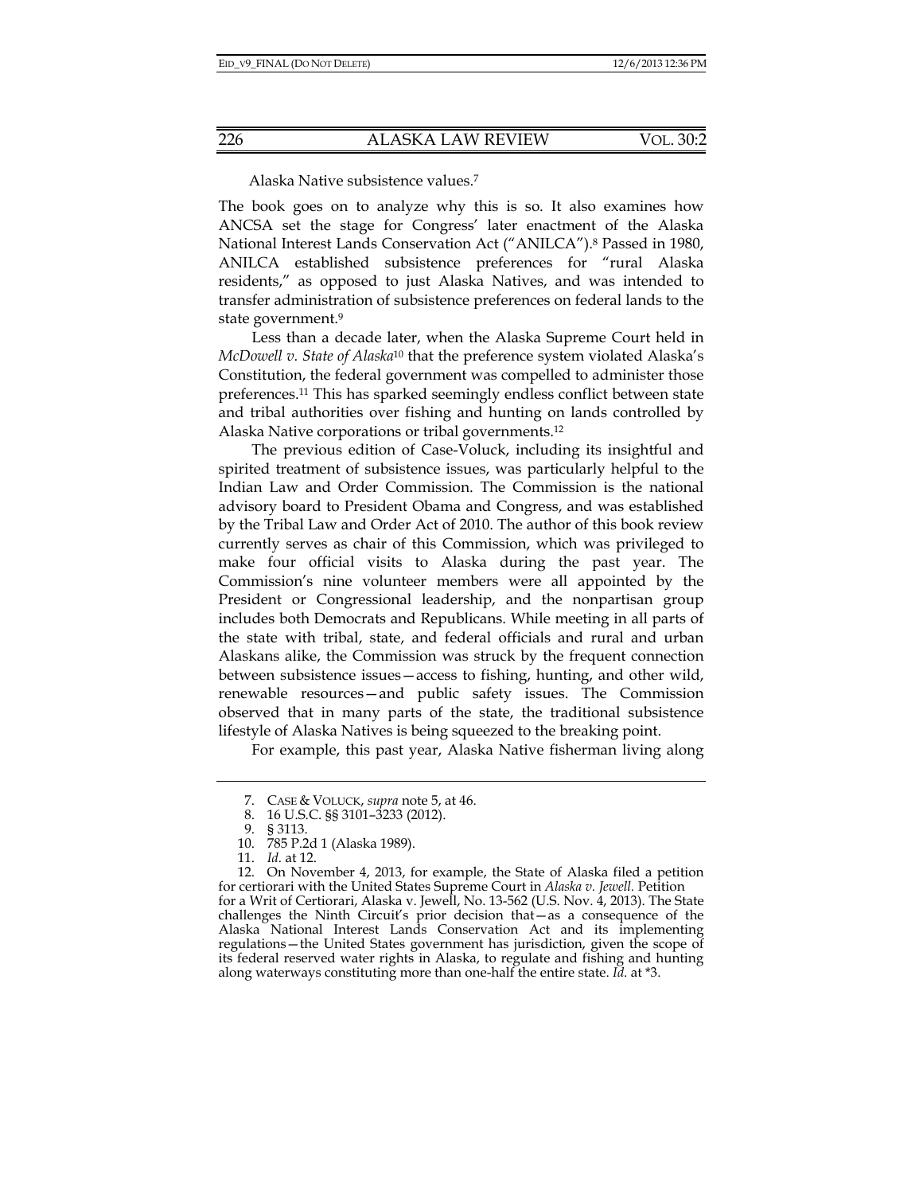Alaska Native subsistence values.[7]

The book goes on to analyze why this is so. It also examines how ANCSA set the stage for Congress' later enactment of the Alaska National Interest Lands Conservation Act ("ANILCA").[8] Passed in 1980, ANILCA established subsistence preferences for "rural Alaska residents," as opposed to just Alaska Natives, and was intended to transfer administration of subsistence preferences on federal lands to the state government.[9]

Less than a decade later, when the Alaska Supreme Court held in *McDowell v. State of Alaska*[10] that the preference system violated Alaska's Constitution, the federal government was compelled to administer those preferences.[11] This has sparked seemingly endless conflict between state and tribal authorities over fishing and hunting on lands controlled by Alaska Native corporations or tribal governments.[12]

The previous edition of Case-Voluck, including its insightful and spirited treatment of subsistence issues, was particularly helpful to the Indian Law and Order Commission. The Commission is the national advisory board to President Obama and Congress, and was established by the Tribal Law and Order Act of 2010. The author of this book review currently serves as chair of this Commission, which was privileged to make four official visits to Alaska during the past year. The Commission's nine volunteer members were all appointed by the President or Congressional leadership, and the nonpartisan group includes both Democrats and Republicans. While meeting in all parts of the state with tribal, state, and federal officials and rural and urban Alaskans alike, the Commission was struck by the frequent connection between subsistence issues—access to fishing, hunting, and other wild, renewable resources—and public safety issues. The Commission observed that in many parts of the state, the traditional subsistence lifestyle of Alaska Natives is being squeezed to the breaking point.

For example, this past year, Alaska Native fisherman living along

---

7. CASE & VOLUCK, *supra* note 5, at 46.
8. 16 U.S.C. §§ 3101–3233 (2012).
9. § 3113.
10. 785 P.2d 1 (Alaska 1989).
11. *Id.* at 12.
12. On November 4, 2013, for example, the State of Alaska filed a petition for certiorari with the United States Supreme Court in *Alaska v. Jewell*. Petition for a Writ of Certiorari, Alaska v. Jewell, No. 13-562 (U.S. Nov. 4, 2013). The State challenges the Ninth Circuit's prior decision that—as a consequence of the Alaska National Interest Lands Conservation Act and its implementing regulations—the United States government has jurisdiction, given the scope of its federal reserved water rights in Alaska, to regulate and fishing and hunting along waterways constituting more than one-half the entire state. *Id.* at *3.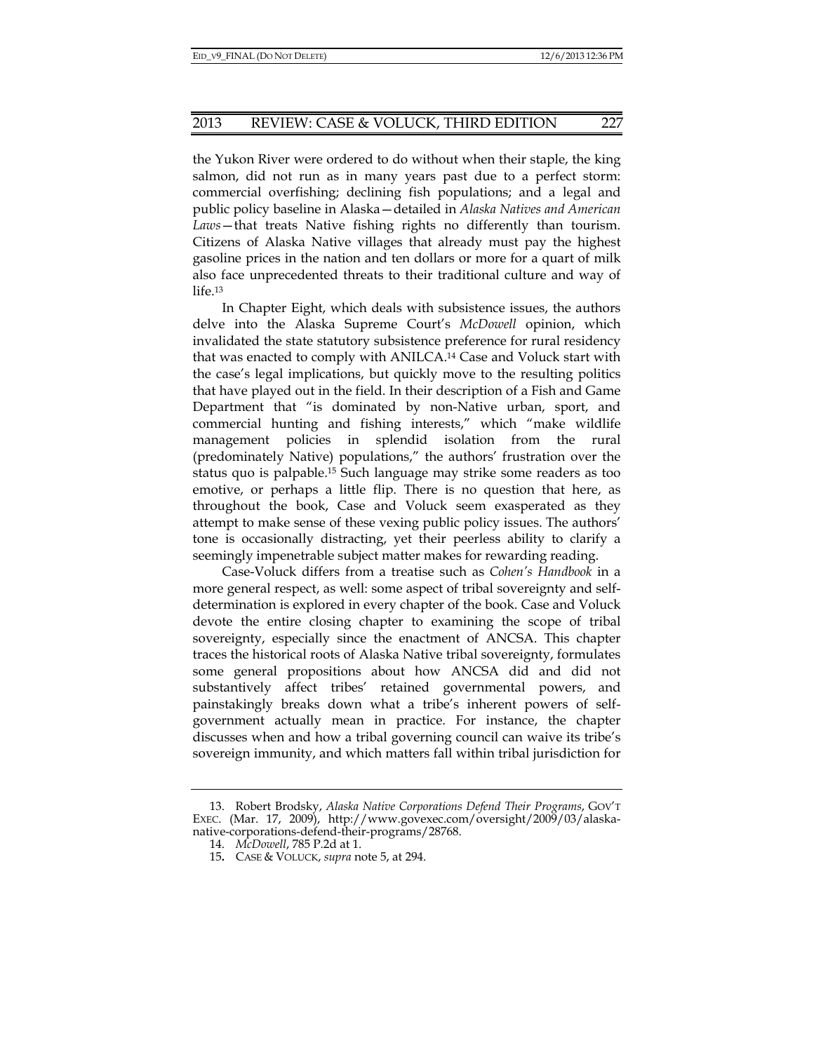the Yukon River were ordered to do without when their staple, the king salmon, did not run as in many years past due to a perfect storm: commercial overfishing; declining fish populations; and a legal and public policy baseline in Alaska—detailed in *Alaska Natives and American Laws*—that treats Native fishing rights no differently than tourism. Citizens of Alaska Native villages that already must pay the highest gasoline prices in the nation and ten dollars or more for a quart of milk also face unprecedented threats to their traditional culture and way of life.[13]

In Chapter Eight, which deals with subsistence issues, the authors delve into the Alaska Supreme Court's *McDowell* opinion, which invalidated the state statutory subsistence preference for rural residency that was enacted to comply with ANILCA.[14] Case and Voluck start with the case's legal implications, but quickly move to the resulting politics that have played out in the field. In their description of a Fish and Game Department that "is dominated by non-Native urban, sport, and commercial hunting and fishing interests," which "make wildlife management policies in splendid isolation from the rural (predominately Native) populations," the authors' frustration over the status quo is palpable.[15] Such language may strike some readers as too emotive, or perhaps a little flip. There is no question that here, as throughout the book, Case and Voluck seem exasperated as they attempt to make sense of these vexing public policy issues. The authors' tone is occasionally distracting, yet their peerless ability to clarify a seemingly impenetrable subject matter makes for rewarding reading.

Case-Voluck differs from a treatise such as *Cohen's Handbook* in a more general respect, as well: some aspect of tribal sovereignty and self-determination is explored in every chapter of the book. Case and Voluck devote the entire closing chapter to examining the scope of tribal sovereignty, especially since the enactment of ANCSA. This chapter traces the historical roots of Alaska Native tribal sovereignty, formulates some general propositions about how ANCSA did and did not substantively affect tribes' retained governmental powers, and painstakingly breaks down what a tribe's inherent powers of self-government actually mean in practice. For instance, the chapter discusses when and how a tribal governing council can waive its tribe's sovereign immunity, and which matters fall within tribal jurisdiction for

---

13. Robert Brodsky, *Alaska Native Corporations Defend Their Programs*, GOV'T EXEC. (Mar. 17, 2009), http://www.govexec.com/oversight/2009/03/alaska-native-corporations-defend-their-programs/28768.

14. *McDowell*, 785 P.2d at 1.

15. CASE & VOLUCK, *supra* note 5, at 294.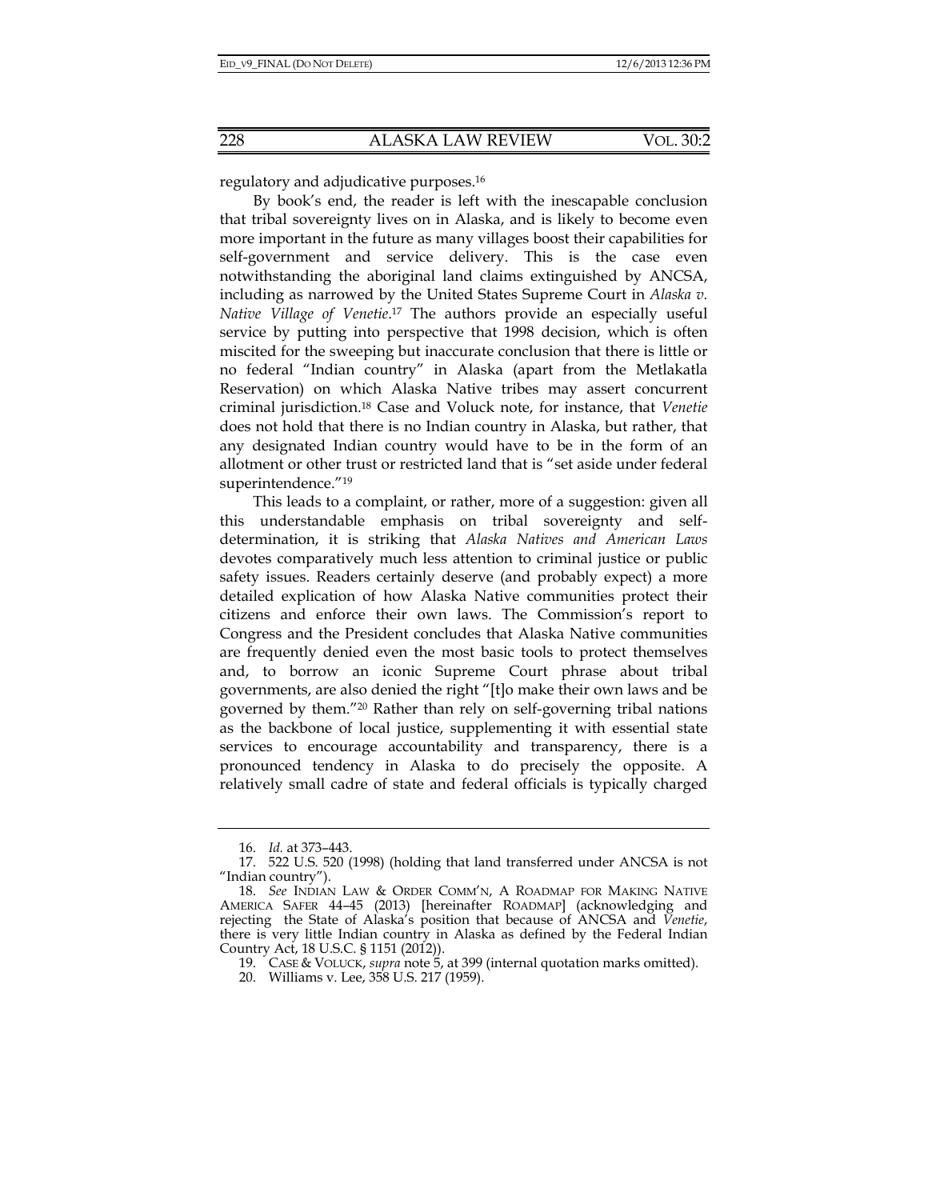regulatory and adjudicative purposes.[16]

By book's end, the reader is left with the inescapable conclusion that tribal sovereignty lives on in Alaska, and is likely to become even more important in the future as many villages boost their capabilities for self-government and service delivery. This is the case even notwithstanding the aboriginal land claims extinguished by ANCSA, including as narrowed by the United States Supreme Court in *Alaska v. Native Village of Venetie*.[17] The authors provide an especially useful service by putting into perspective that 1998 decision, which is often miscited for the sweeping but inaccurate conclusion that there is little or no federal "Indian country" in Alaska (apart from the Metlakatla Reservation) on which Alaska Native tribes may assert concurrent criminal jurisdiction.[18] Case and Voluck note, for instance, that *Venetie* does not hold that there is no Indian country in Alaska, but rather, that any designated Indian country would have to be in the form of an allotment or other trust or restricted land that is "set aside under federal superintendence."[19]

This leads to a complaint, or rather, more of a suggestion: given all this understandable emphasis on tribal sovereignty and self-determination, it is striking that *Alaska Natives and American Laws* devotes comparatively much less attention to criminal justice or public safety issues. Readers certainly deserve (and probably expect) a more detailed explication of how Alaska Native communities protect their citizens and enforce their own laws. The Commission's report to Congress and the President concludes that Alaska Native communities are frequently denied even the most basic tools to protect themselves and, to borrow an iconic Supreme Court phrase about tribal governments, are also denied the right "[t]o make their own laws and be governed by them."[20] Rather than rely on self-governing tribal nations as the backbone of local justice, supplementing it with essential state services to encourage accountability and transparency, there is a pronounced tendency in Alaska to do precisely the opposite. A relatively small cadre of state and federal officials is typically charged

---

16. *Id.* at 373–443.

17. 522 U.S. 520 (1998) (holding that land transferred under ANCSA is not "Indian country").

18. *See* INDIAN LAW & ORDER COMM'N, A ROADMAP FOR MAKING NATIVE AMERICA SAFER 44–45 (2013) [hereinafter ROADMAP] (acknowledging and rejecting the State of Alaska's position that because of ANCSA and *Venetie*, there is very little Indian country in Alaska as defined by the Federal Indian Country Act, 18 U.S.C. § 1151 (2012)).

19. CASE & VOLUCK, *supra* note 5, at 399 (internal quotation marks omitted).

20. Williams v. Lee, 358 U.S. 217 (1959).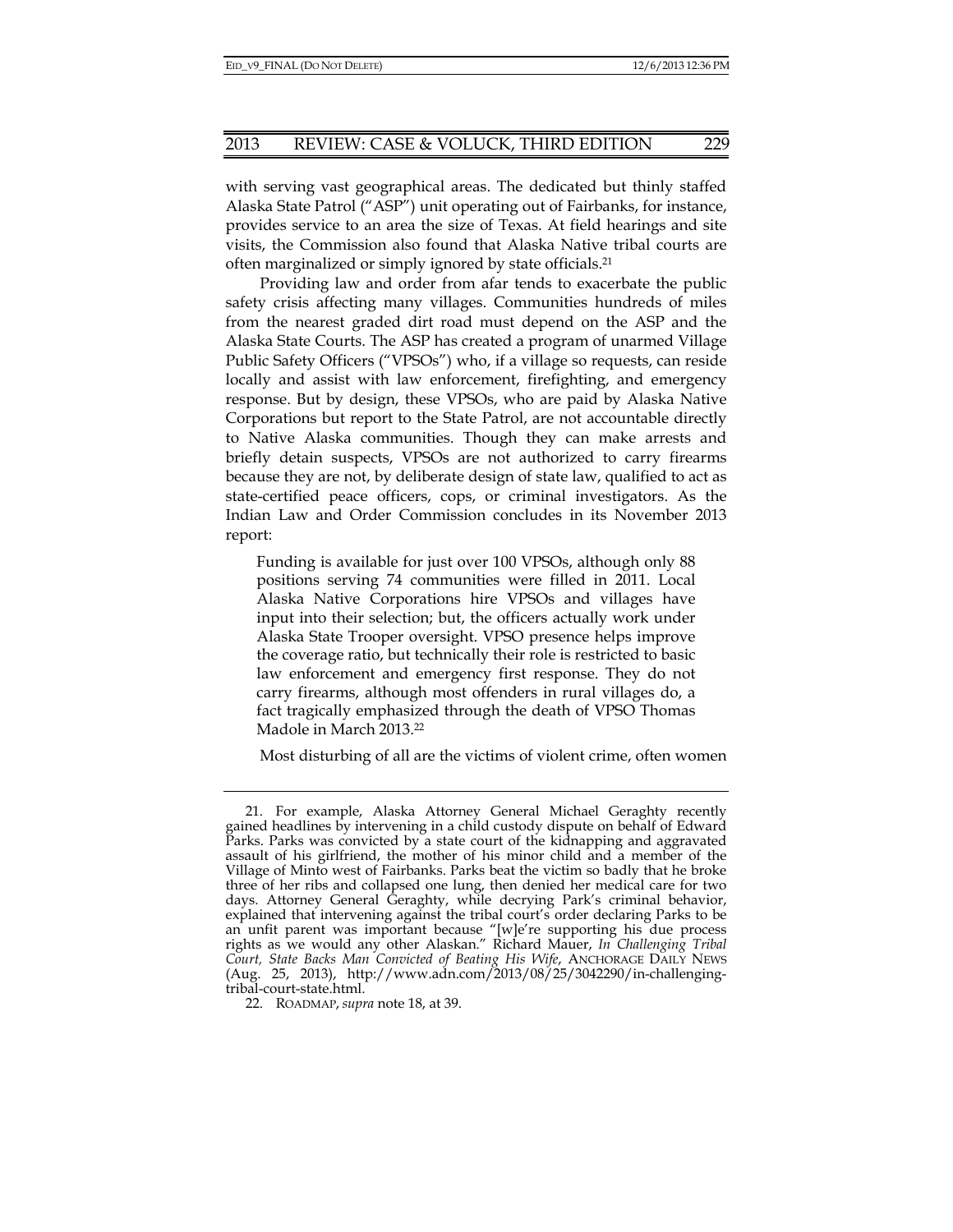with serving vast geographical areas. The dedicated but thinly staffed Alaska State Patrol ("ASP") unit operating out of Fairbanks, for instance, provides service to an area the size of Texas. At field hearings and site visits, the Commission also found that Alaska Native tribal courts are often marginalized or simply ignored by state officials.[21]

Providing law and order from afar tends to exacerbate the public safety crisis affecting many villages. Communities hundreds of miles from the nearest graded dirt road must depend on the ASP and the Alaska State Courts. The ASP has created a program of unarmed Village Public Safety Officers ("VPSOs") who, if a village so requests, can reside locally and assist with law enforcement, firefighting, and emergency response. But by design, these VPSOs, who are paid by Alaska Native Corporations but report to the State Patrol, are not accountable directly to Native Alaska communities. Though they can make arrests and briefly detain suspects, VPSOs are not authorized to carry firearms because they are not, by deliberate design of state law, qualified to act as state-certified peace officers, cops, or criminal investigators. As the Indian Law and Order Commission concludes in its November 2013 report:

> Funding is available for just over 100 VPSOs, although only 88 positions serving 74 communities were filled in 2011. Local Alaska Native Corporations hire VPSOs and villages have input into their selection; but, the officers actually work under Alaska State Trooper oversight. VPSO presence helps improve the coverage ratio, but technically their role is restricted to basic law enforcement and emergency first response. They do not carry firearms, although most offenders in rural villages do, a fact tragically emphasized through the death of VPSO Thomas Madole in March 2013.[22]

Most disturbing of all are the victims of violent crime, often women

---

21. For example, Alaska Attorney General Michael Geraghty recently gained headlines by intervening in a child custody dispute on behalf of Edward Parks. Parks was convicted by a state court of the kidnapping and aggravated assault of his girlfriend, the mother of his minor child and a member of the Village of Minto west of Fairbanks. Parks beat the victim so badly that he broke three of her ribs and collapsed one lung, then denied her medical care for two days. Attorney General Geraghty, while decrying Park's criminal behavior, explained that intervening against the tribal court's order declaring Parks to be an unfit parent was important because "[w]e're supporting his due process rights as we would any other Alaskan." Richard Mauer, *In Challenging Tribal Court, State Backs Man Convicted of Beating His Wife*, ANCHORAGE DAILY NEWS (Aug. 25, 2013), http://www.adn.com/2013/08/25/3042290/in-challenging-tribal-court-state.html.

22. ROADMAP, *supra* note 18, at 39.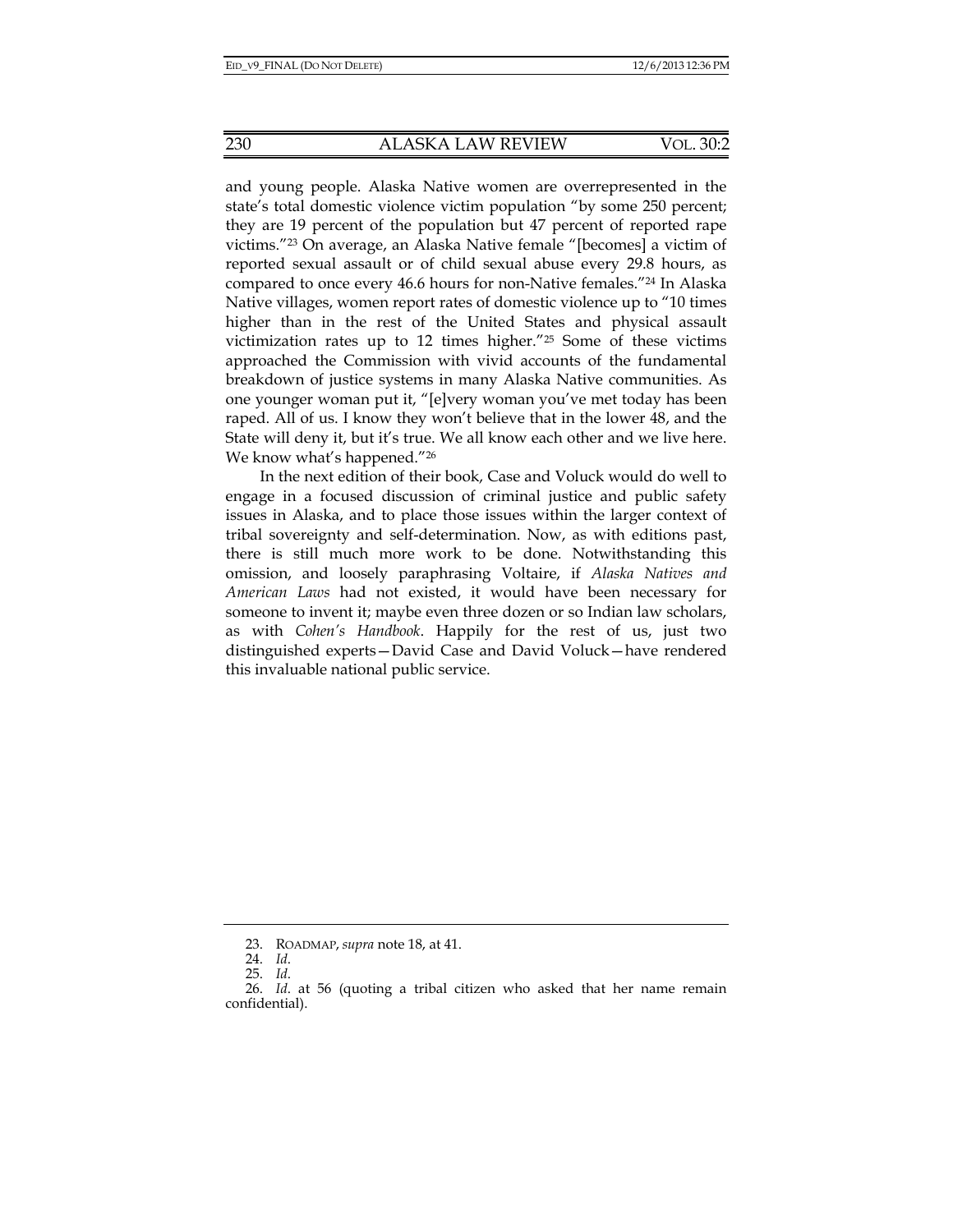and young people. Alaska Native women are overrepresented in the state's total domestic violence victim population "by some 250 percent; they are 19 percent of the population but 47 percent of reported rape victims."[23] On average, an Alaska Native female "[becomes] a victim of reported sexual assault or of child sexual abuse every 29.8 hours, as compared to once every 46.6 hours for non-Native females."[24] In Alaska Native villages, women report rates of domestic violence up to "10 times higher than in the rest of the United States and physical assault victimization rates up to 12 times higher."[25] Some of these victims approached the Commission with vivid accounts of the fundamental breakdown of justice systems in many Alaska Native communities. As one younger woman put it, "[e]very woman you've met today has been raped. All of us. I know they won't believe that in the lower 48, and the State will deny it, but it's true. We all know each other and we live here. We know what's happened."[26]

In the next edition of their book, Case and Voluck would do well to engage in a focused discussion of criminal justice and public safety issues in Alaska, and to place those issues within the larger context of tribal sovereignty and self-determination. Now, as with editions past, there is still much more work to be done. Notwithstanding this omission, and loosely paraphrasing Voltaire, if *Alaska Natives and American Laws* had not existed, it would have been necessary for someone to invent it; maybe even three dozen or so Indian law scholars, as with *Cohen's Handbook*. Happily for the rest of us, just two distinguished experts—David Case and David Voluck—have rendered this invaluable national public service.

---

23. ROADMAP, *supra* note 18, at 41.

24. *Id*.

25. *Id*.

26. *Id*. at 56 (quoting a tribal citizen who asked that her name remain confidential).